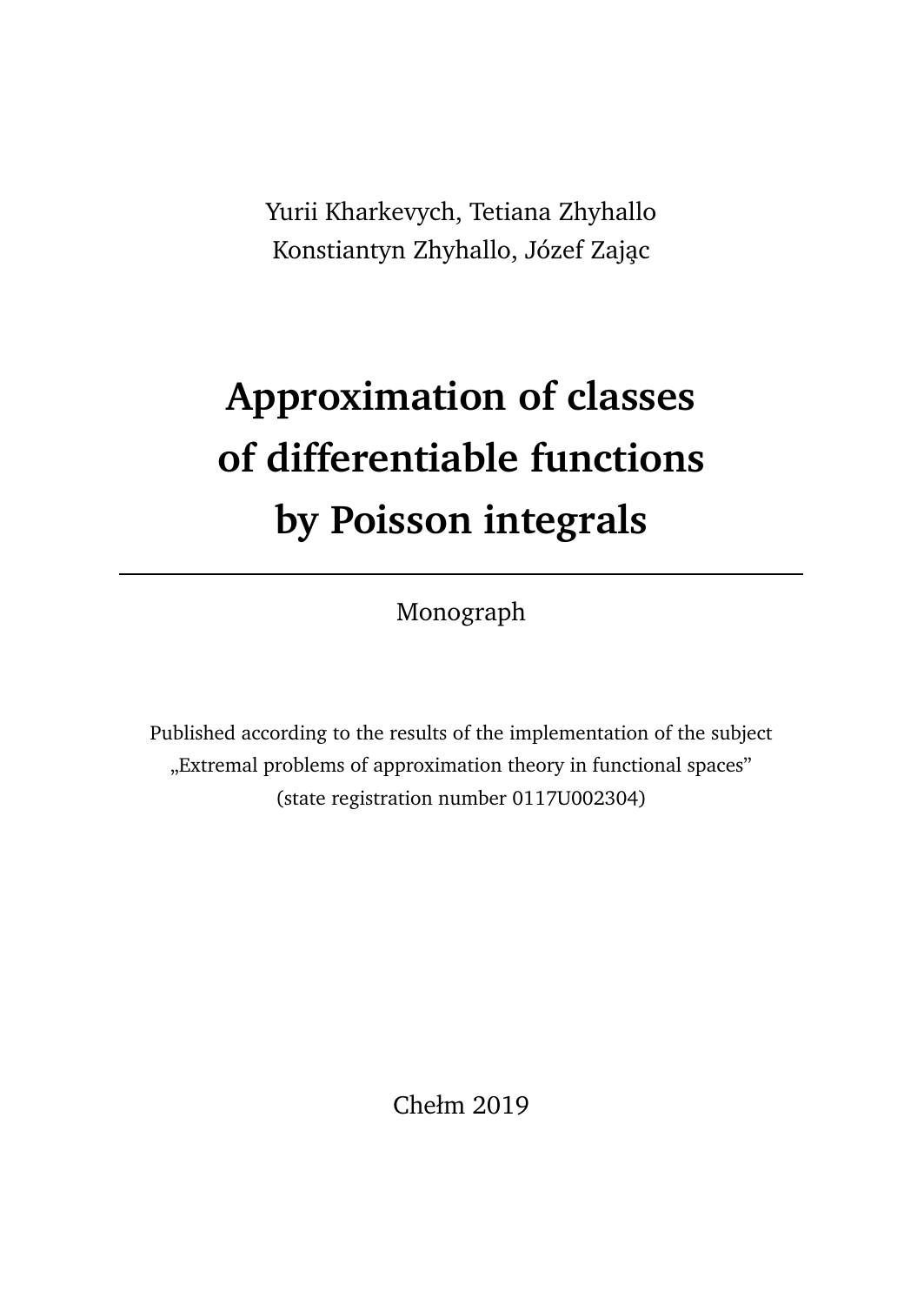Yurii Kharkevych, Tetiana Zhyhallo
Konstiantyn Zhyhallo, Józef Zając

# Approximation of classes of differentiable functions by Poisson integrals

---

Monograph

Published according to the results of the implementation of the subject
„Extremal problems of approximation theory in functional spaces”
(state registration number 0117U002304)

Chełm 2019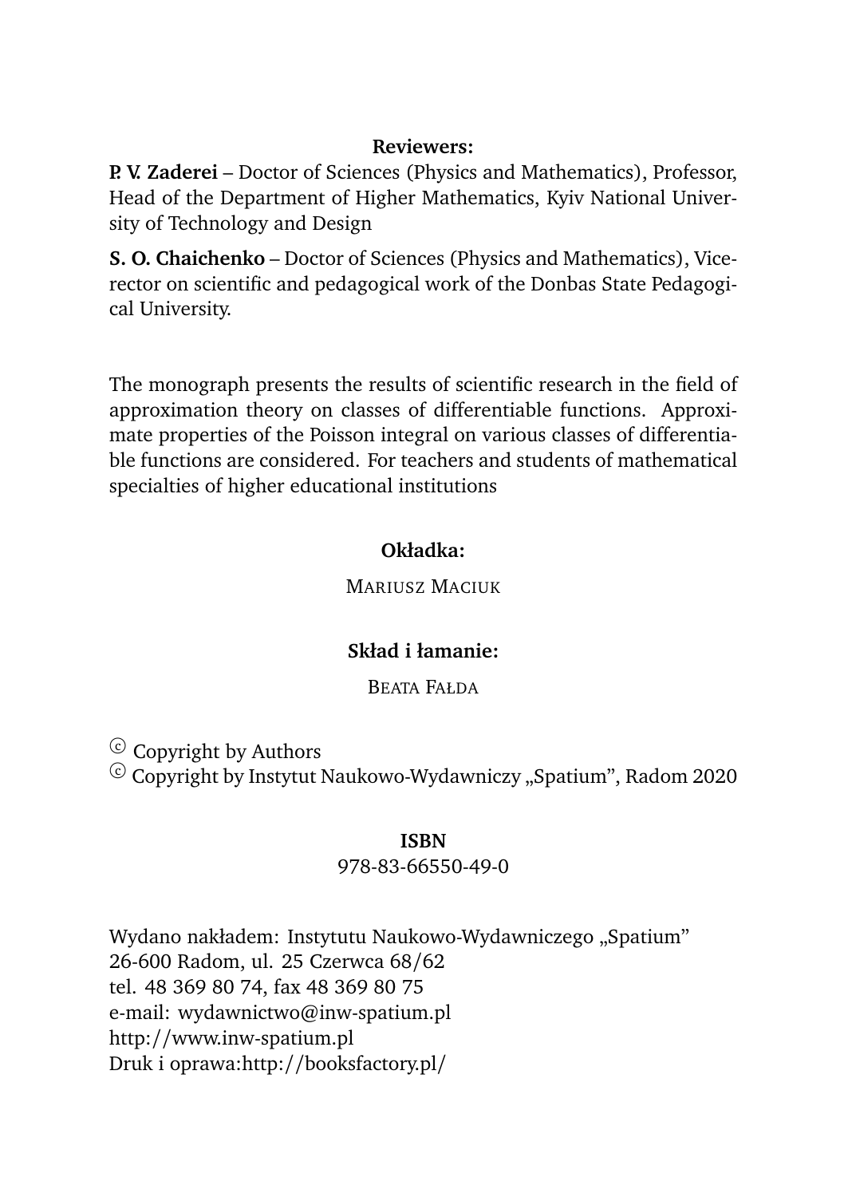**Reviewers:**

**P. V. Zaderei** – Doctor of Sciences (Physics and Mathematics), Professor, Head of the Department of Higher Mathematics, Kyiv National University of Technology and Design

**S. O. Chaichenko** – Doctor of Sciences (Physics and Mathematics), Vice-rector on scientific and pedagogical work of the Donbas State Pedagogical University.

The monograph presents the results of scientific research in the field of approximation theory on classes of differentiable functions. Approximate properties of the Poisson integral on various classes of differentiable functions are considered. For teachers and students of mathematical specialties of higher educational institutions

**Okładka:**

MARIUSZ MACIUK

**Skład i łamanie:**

BEATA FAŁDA

© Copyright by Authors
© Copyright by Instytut Naukowo-Wydawniczy „Spatium", Radom 2020

**ISBN**
978-83-66550-49-0

Wydano nakładem: Instytutu Naukowo-Wydawniczego „Spatium"
26-600 Radom, ul. 25 Czerwca 68/62
tel. 48 369 80 74, fax 48 369 80 75
e-mail: wydawnictwo@inw-spatium.pl
http://www.inw-spatium.pl
Druk i oprawa:http://booksfactory.pl/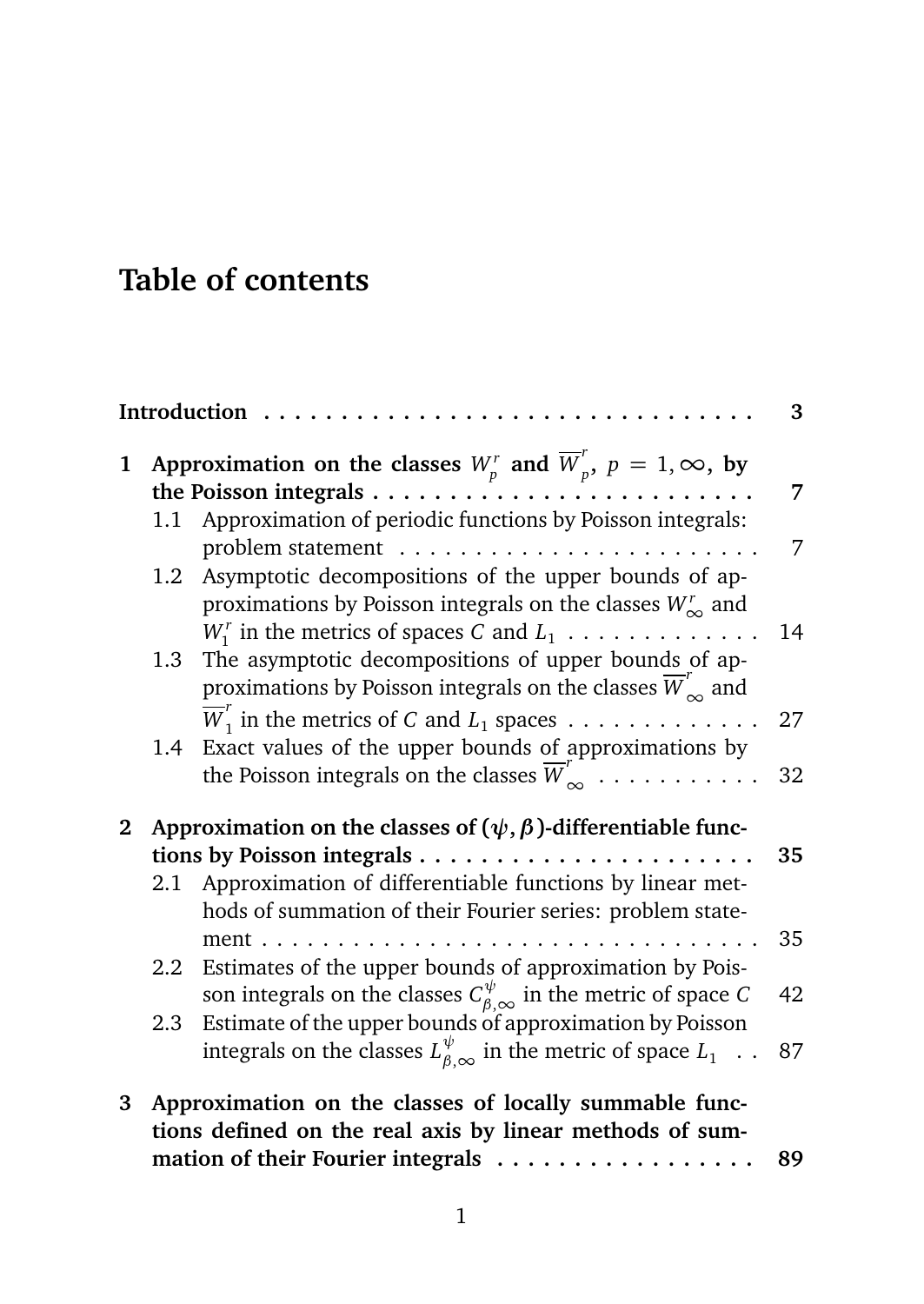# Table of contents

**Introduction** . . . . . . . . . . . . . . . . . . . . . . . . . . . . . . . . . **3**

**1 Approximation on the classes $W^r_p$ and $\overline{W}^r_p$, $p = 1, \infty$, by the Poisson integrals** . . . . . . . . . . . . . . . . . . . . . . . . . **7**

- 1.1 Approximation of periodic functions by Poisson integrals: problem statement . . . . . . . . . . . . . . . . . . . . . . . . 7
- 1.2 Asymptotic decompositions of the upper bounds of approximations by Poisson integrals on the classes $W^r_\infty$ and $W^r_1$ in the metrics of spaces $C$ and $L_1$ . . . . . . . . . . . . . 14
- 1.3 The asymptotic decompositions of upper bounds of approximations by Poisson integrals on the classes $\overline{W}^r_\infty$ and $\overline{W}^r_1$ in the metrics of $C$ and $L_1$ spaces . . . . . . . . . . . . . 27
- 1.4 Exact values of the upper bounds of approximations by the Poisson integrals on the classes $\overline{W}^r_\infty$ . . . . . . . . . . . 32

**2 Approximation on the classes of $(\psi, \beta)$-differentiable functions by Poisson integrals** . . . . . . . . . . . . . . . . . . . . . . . **35**

- 2.1 Approximation of differentiable functions by linear methods of summation of their Fourier series: problem statement . . . . . . . . . . . . . . . . . . . . . . . . . . . . . . . . . 35
- 2.2 Estimates of the upper bounds of approximation by Poisson integrals on the classes $C^\psi_{\beta,\infty}$ in the metric of space $C$ 42
- 2.3 Estimate of the upper bounds of approximation by Poisson integrals on the classes $L^\psi_{\beta,\infty}$ in the metric of space $L_1$ . . 87

**3 Approximation on the classes of locally summable functions defined on the real axis by linear methods of summation of their Fourier integrals** . . . . . . . . . . . . . . . . . **89**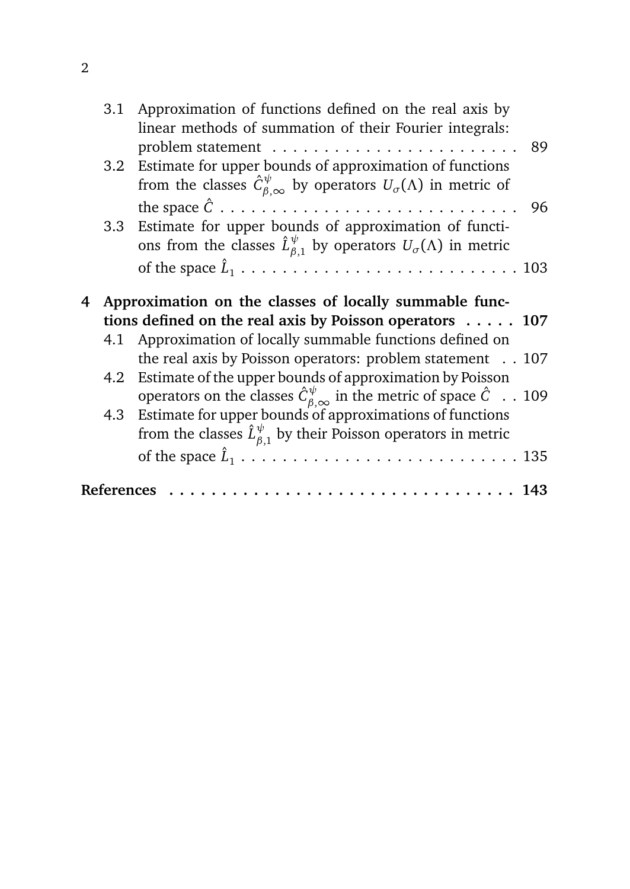3.1 Approximation of functions defined on the real axis by linear methods of summation of their Fourier integrals: problem statement . . . . . . . . . . . . . . . . . . . . . . . . 89

3.2 Estimate for upper bounds of approximation of functions from the classes $\hat{C}^{\psi}_{\beta,\infty}$ by operators $U_{\sigma}(\Lambda)$ in metric of the space $\hat{C}$ . . . . . . . . . . . . . . . . . . . . . . . . . . . . 96

3.3 Estimate for upper bounds of approximation of functions from the classes $\hat{L}^{\psi}_{\beta,1}$ by operators $U_{\sigma}(\Lambda)$ in metric of the space $\hat{L}_1$ . . . . . . . . . . . . . . . . . . . . . . . . . . 103

**4 Approximation on the classes of locally summable functions defined on the real axis by Poisson operators . . . . . 107**

4.1 Approximation of locally summable functions defined on the real axis by Poisson operators: problem statement . . 107

4.2 Estimate of the upper bounds of approximation by Poisson operators on the classes $\hat{C}^{\psi}_{\beta,\infty}$ in the metric of space $\hat{C}$ . . 109

4.3 Estimate for upper bounds of approximations of functions from the classes $\hat{L}^{\psi}_{\beta,1}$ by their Poisson operators in metric of the space $\hat{L}_1$ . . . . . . . . . . . . . . . . . . . . . . . . . . 135

**References . . . . . . . . . . . . . . . . . . . . . . . . . . . . . . . . 143**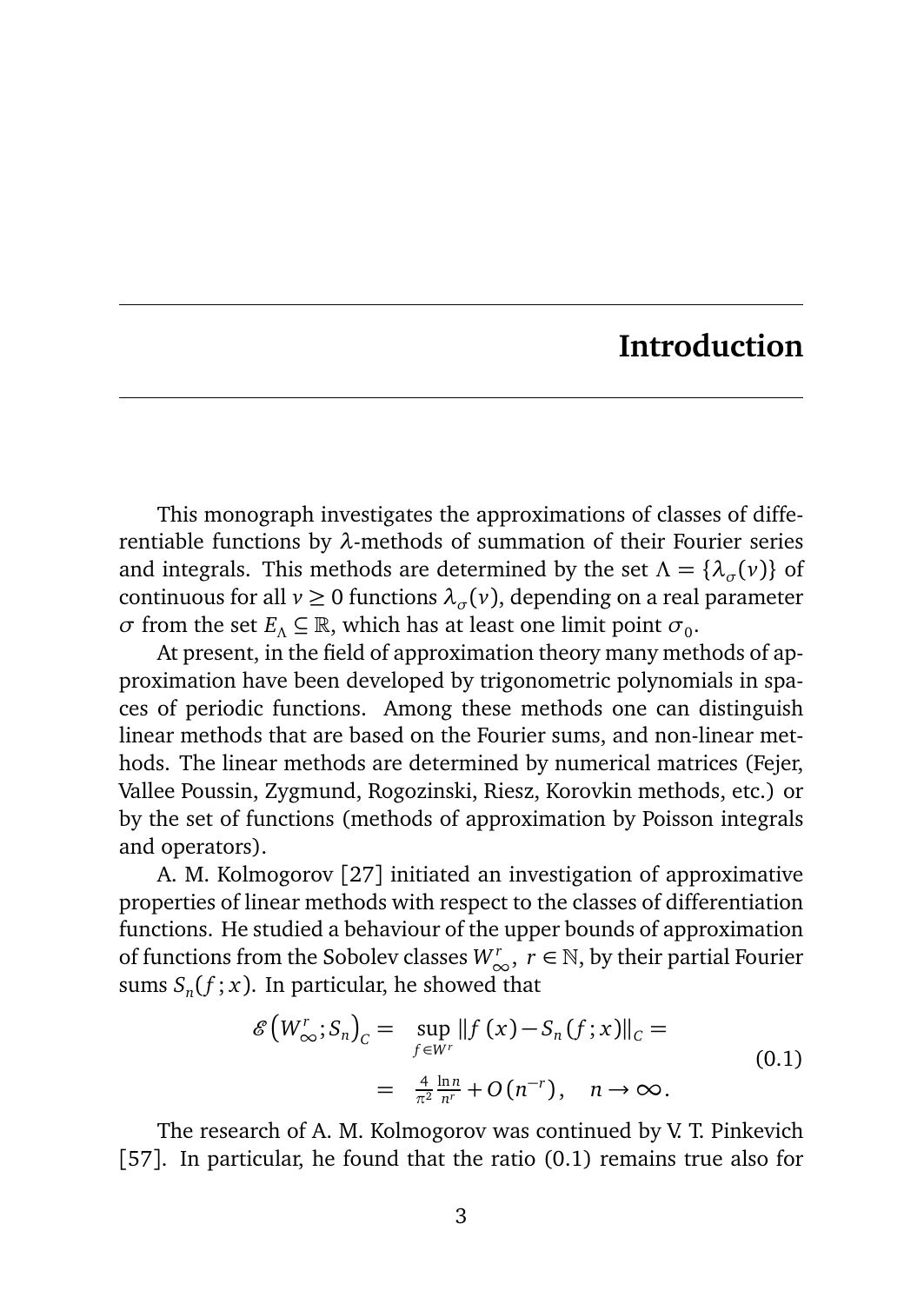# Introduction

This monograph investigates the approximations of classes of differentiable functions by $\lambda$-methods of summation of their Fourier series and integrals. This methods are determined by the set $\Lambda = \{\lambda_\sigma(v)\}$ of continuous for all $v \geq 0$ functions $\lambda_\sigma(v)$, depending on a real parameter $\sigma$ from the set $E_\Lambda \subseteq \mathbb{R}$, which has at least one limit point $\sigma_0$.

At present, in the field of approximation theory many methods of approximation have been developed by trigonometric polynomials in spaces of periodic functions. Among these methods one can distinguish linear methods that are based on the Fourier sums, and non-linear methods. The linear methods are determined by numerical matrices (Fejer, Vallee Poussin, Zygmund, Rogozinski, Riesz, Korovkin methods, etc.) or by the set of functions (methods of approximation by Poisson integrals and operators).

A. M. Kolmogorov [27] initiated an investigation of approximative properties of linear methods with respect to the classes of differentiation functions. He studied a behaviour of the upper bounds of approximation of functions from the Sobolev classes $W^r_\infty$, $r \in \mathbb{N}$, by their partial Fourier sums $S_n(f;x)$. In particular, he showed that

$$
\begin{aligned}
\mathscr{E}\left(W^r_\infty; S_n\right)_C = & \sup_{f \in W^r} \|f(x) - S_n(f;x)\|_C = \\
= & \ \frac{4}{\pi^2}\frac{\ln n}{n^r} + O(n^{-r}), \quad n \to \infty.
\end{aligned}
\tag{0.1}
$$

The research of A. M. Kolmogorov was continued by V. T. Pinkevich [57]. In particular, he found that the ratio (0.1) remains true also for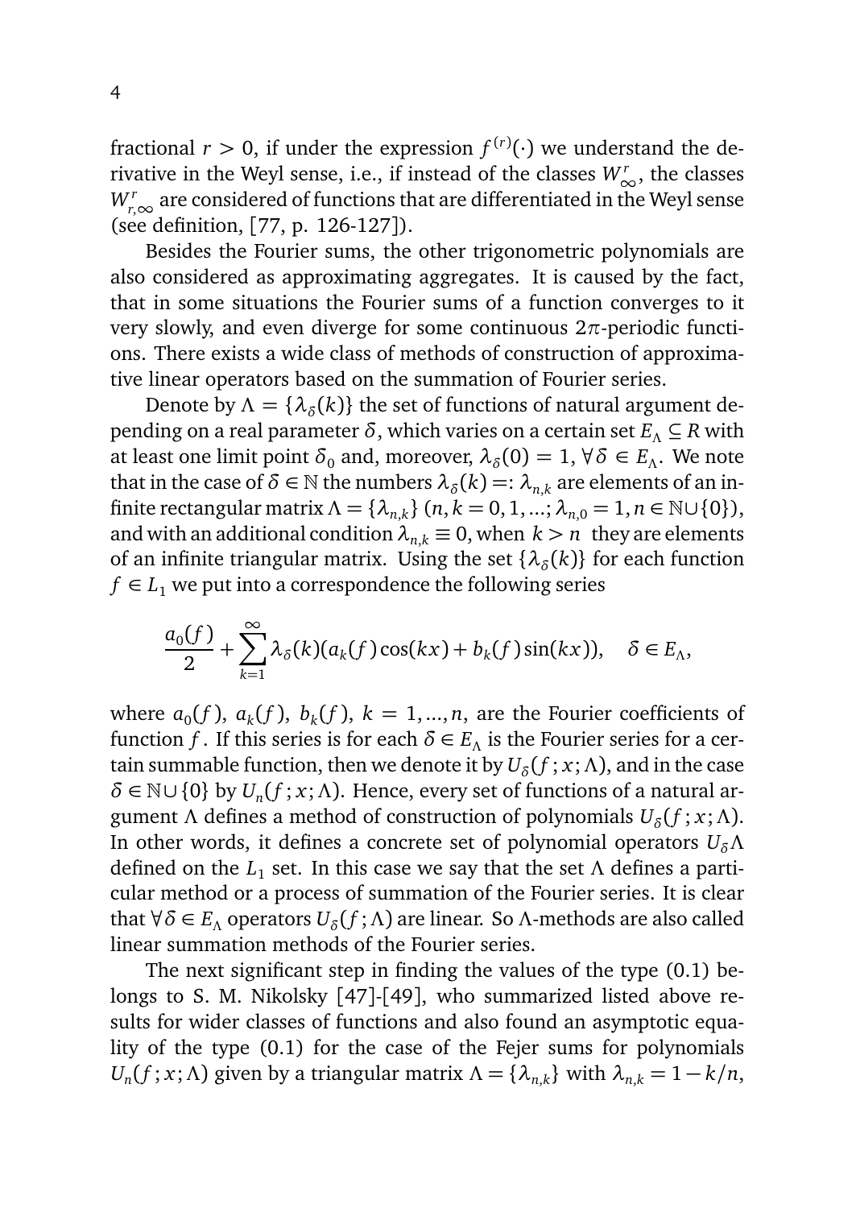fractional $r > 0$, if under the expression $f^{(r)}(\cdot)$ we understand the derivative in the Weyl sense, i.e., if instead of the classes $W^r_\infty$, the classes $W^r_{r,\infty}$ are considered of functions that are differentiated in the Weyl sense (see definition, [77, p. 126-127]).

Besides the Fourier sums, the other trigonometric polynomials are also considered as approximating aggregates. It is caused by the fact, that in some situations the Fourier sums of a function converges to it very slowly, and even diverge for some continuous $2\pi$-periodic functions. There exists a wide class of methods of construction of approximative linear operators based on the summation of Fourier series.

Denote by $\Lambda = \{\lambda_\delta(k)\}$ the set of functions of natural argument depending on a real parameter $\delta$, which varies on a certain set $E_\Lambda \subseteq R$ with at least one limit point $\delta_0$ and, moreover, $\lambda_\delta(0) = 1$, $\forall \delta \in E_\Lambda$. We note that in the case of $\delta \in \mathbb{N}$ the numbers $\lambda_\delta(k) =: \lambda_{n,k}$ are elements of an infinite rectangular matrix $\Lambda = \{\lambda_{n,k}\}$ $(n,k = 0,1,...; \lambda_{n,0} = 1, n \in \mathbb{N} \cup \{0\})$, and with an additional condition $\lambda_{n,k} \equiv 0$, when $k > n$ they are elements of an infinite triangular matrix. Using the set $\{\lambda_\delta(k)\}$ for each function $f \in L_1$ we put into a correspondence the following series

$$\frac{a_0(f)}{2} + \sum_{k=1}^{\infty} \lambda_\delta(k)(a_k(f)\cos(kx) + b_k(f)\sin(kx)), \quad \delta \in E_\Lambda,$$

where $a_0(f)$, $a_k(f)$, $b_k(f)$, $k = 1,...,n$, are the Fourier coefficients of function $f$. If this series is for each $\delta \in E_\Lambda$ is the Fourier series for a certain summable function, then we denote it by $U_\delta(f;x;\Lambda)$, and in the case $\delta \in \mathbb{N} \cup \{0\}$ by $U_n(f;x;\Lambda)$. Hence, every set of functions of a natural argument $\Lambda$ defines a method of construction of polynomials $U_\delta(f;x;\Lambda)$. In other words, it defines a concrete set of polynomial operators $U_\delta \Lambda$ defined on the $L_1$ set. In this case we say that the set $\Lambda$ defines a particular method or a process of summation of the Fourier series. It is clear that $\forall \delta \in E_\Lambda$ operators $U_\delta(f;\Lambda)$ are linear. So $\Lambda$-methods are also called linear summation methods of the Fourier series.

The next significant step in finding the values of the type (0.1) belongs to S. M. Nikolsky [47]-[49], who summarized listed above results for wider classes of functions and also found an asymptotic equality of the type (0.1) for the case of the Fejer sums for polynomials $U_n(f;x;\Lambda)$ given by a triangular matrix $\Lambda = \{\lambda_{n,k}\}$ with $\lambda_{n,k} = 1 - k/n$,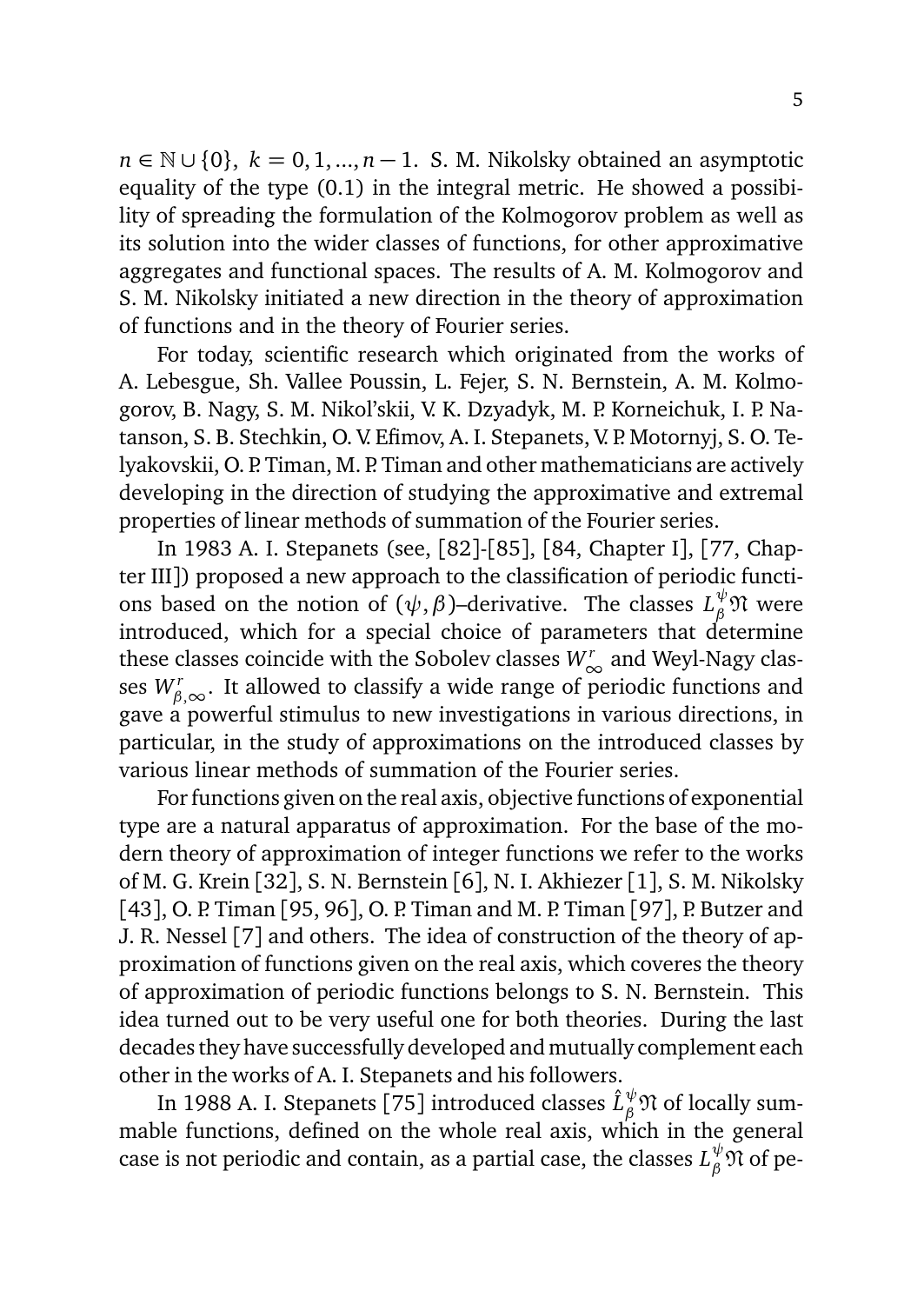$n \in \mathbb{N} \cup \{0\}$, $k = 0, 1, ..., n-1$. S. M. Nikolsky obtained an asymptotic equality of the type (0.1) in the integral metric. He showed a possibility of spreading the formulation of the Kolmogorov problem as well as its solution into the wider classes of functions, for other approximative aggregates and functional spaces. The results of A. M. Kolmogorov and S. M. Nikolsky initiated a new direction in the theory of approximation of functions and in the theory of Fourier series.

For today, scientific research which originated from the works of A. Lebesgue, Sh. Vallee Poussin, L. Fejer, S. N. Bernstein, A. M. Kolmogorov, B. Nagy, S. M. Nikol'skii, V. K. Dzyadyk, M. P. Korneichuk, I. P. Natanson, S. B. Stechkin, O. V. Efimov, A. I. Stepanets, V. P. Motornyj, S. O. Telyakovskii, O. P. Timan, M. P. Timan and other mathematicians are actively developing in the direction of studying the approximative and extremal properties of linear methods of summation of the Fourier series.

In 1983 A. I. Stepanets (see, [82]-[85], [84, Chapter I], [77, Chapter III]) proposed a new approach to the classification of periodic functions based on the notion of $(\psi, \beta)$–derivative. The classes $L^{\psi}_{\beta}\mathfrak{N}$ were introduced, which for a special choice of parameters that determine these classes coincide with the Sobolev classes $W^r_\infty$ and Weyl-Nagy classes $W^r_{\beta,\infty}$. It allowed to classify a wide range of periodic functions and gave a powerful stimulus to new investigations in various directions, in particular, in the study of approximations on the introduced classes by various linear methods of summation of the Fourier series.

For functions given on the real axis, objective functions of exponential type are a natural apparatus of approximation. For the base of the modern theory of approximation of integer functions we refer to the works of M. G. Krein [32], S. N. Bernstein [6], N. I. Akhiezer [1], S. M. Nikolsky [43], O. P. Timan [95, 96], O. P. Timan and M. P. Timan [97], P. Butzer and J. R. Nessel [7] and others. The idea of construction of the theory of approximation of functions given on the real axis, which coveres the theory of approximation of periodic functions belongs to S. N. Bernstein. This idea turned out to be very useful one for both theories. During the last decades they have successfully developed and mutually complement each other in the works of A. I. Stepanets and his followers.

In 1988 A. I. Stepanets [75] introduced classes $\hat{L}^{\psi}_{\beta}\mathfrak{N}$ of locally summable functions, defined on the whole real axis, which in the general case is not periodic and contain, as a partial case, the classes $L^{\psi}_{\beta}\mathfrak{N}$ of pe-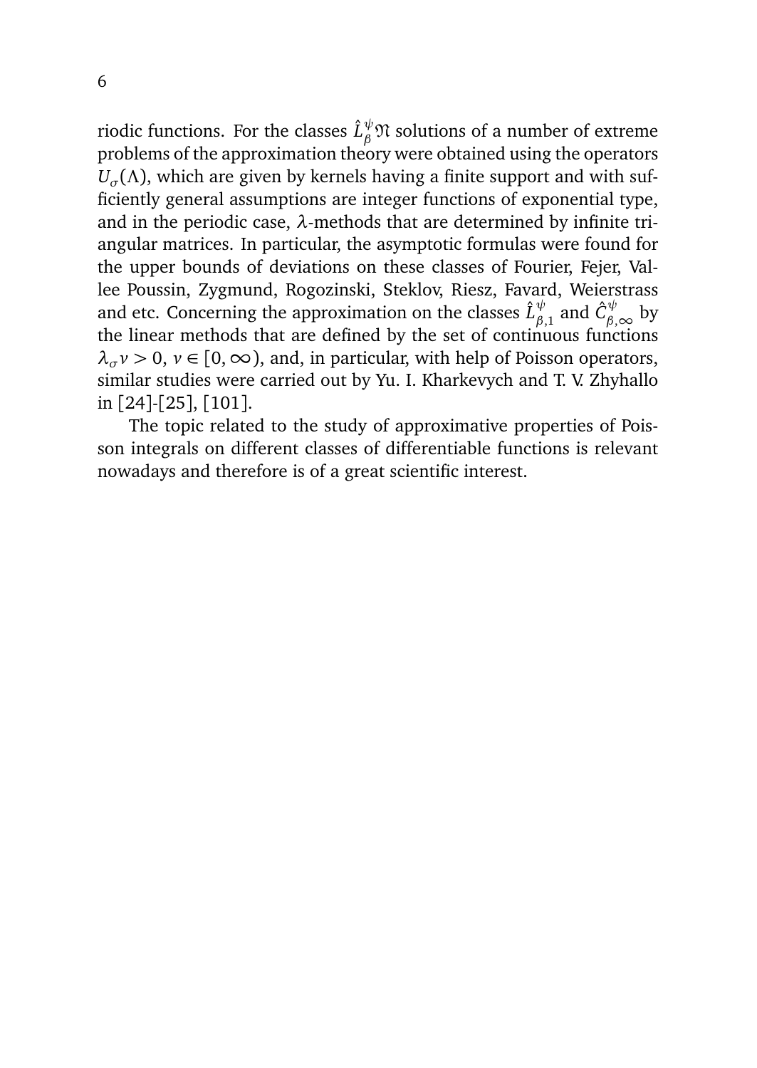riodic functions. For the classes $\hat{L}^{\psi}_{\beta}\mathfrak{N}$ solutions of a number of extreme problems of the approximation theory were obtained using the operators $U_{\sigma}(\Lambda)$, which are given by kernels having a finite support and with sufficiently general assumptions are integer functions of exponential type, and in the periodic case, $\lambda$-methods that are determined by infinite triangular matrices. In particular, the asymptotic formulas were found for the upper bounds of deviations on these classes of Fourier, Fejer, Vallee Poussin, Zygmund, Rogozinski, Steklov, Riesz, Favard, Weierstrass and etc. Concerning the approximation on the classes $\hat{L}^{\psi}_{\beta,1}$ and $\hat{C}^{\psi}_{\beta,\infty}$ by the linear methods that are defined by the set of continuous functions $\lambda_{\sigma}\nu > 0$, $\nu \in [0, \infty)$, and, in particular, with help of Poisson operators, similar studies were carried out by Yu. I. Kharkevych and T. V. Zhyhallo in [24]-[25], [101].

The topic related to the study of approximative properties of Poisson integrals on different classes of differentiable functions is relevant nowadays and therefore is of a great scientific interest.